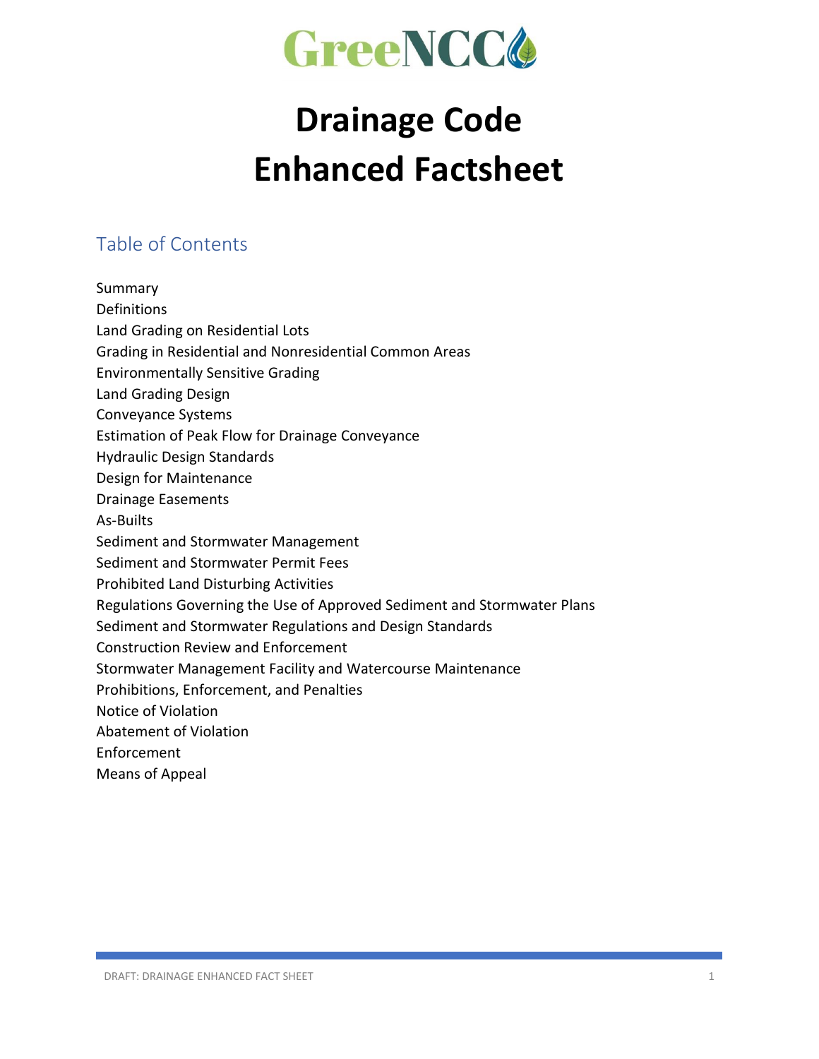GreeNCC

# Drainage Code
# Enhanced Factsheet

## Table of Contents

Summary
Definitions
Land Grading on Residential Lots
Grading in Residential and Nonresidential Common Areas
Environmentally Sensitive Grading
Land Grading Design
Conveyance Systems
Estimation of Peak Flow for Drainage Conveyance
Hydraulic Design Standards
Design for Maintenance
Drainage Easements
As-Builts
Sediment and Stormwater Management
Sediment and Stormwater Permit Fees
Prohibited Land Disturbing Activities
Regulations Governing the Use of Approved Sediment and Stormwater Plans
Sediment and Stormwater Regulations and Design Standards
Construction Review and Enforcement
Stormwater Management Facility and Watercourse Maintenance
Prohibitions, Enforcement, and Penalties
Notice of Violation
Abatement of Violation
Enforcement
Means of Appeal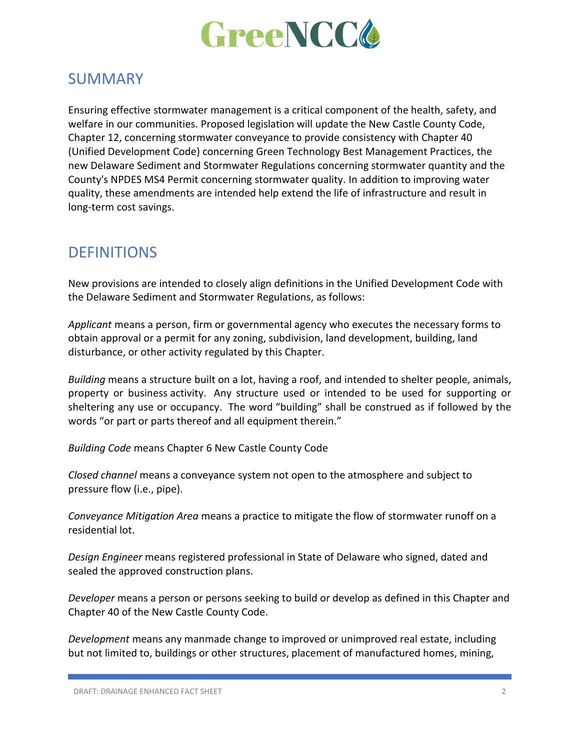## SUMMARY

Ensuring effective stormwater management is a critical component of the health, safety, and welfare in our communities. Proposed legislation will update the New Castle County Code, Chapter 12, concerning stormwater conveyance to provide consistency with Chapter 40 (Unified Development Code) concerning Green Technology Best Management Practices, the new Delaware Sediment and Stormwater Regulations concerning stormwater quantity and the County's NPDES MS4 Permit concerning stormwater quality. In addition to improving water quality, these amendments are intended help extend the life of infrastructure and result in long-term cost savings.

## DEFINITIONS

New provisions are intended to closely align definitions in the Unified Development Code with the Delaware Sediment and Stormwater Regulations, as follows:

*Applicant* means a person, firm or governmental agency who executes the necessary forms to obtain approval or a permit for any zoning, subdivision, land development, building, land disturbance, or other activity regulated by this Chapter.

*Building* means a structure built on a lot, having a roof, and intended to shelter people, animals, property or business activity. Any structure used or intended to be used for supporting or sheltering any use or occupancy. The word "building" shall be construed as if followed by the words "or part or parts thereof and all equipment therein."

*Building Code* means Chapter 6 New Castle County Code

*Closed channel* means a conveyance system not open to the atmosphere and subject to pressure flow (i.e., pipe).

*Conveyance Mitigation Area* means a practice to mitigate the flow of stormwater runoff on a residential lot.

*Design Engineer* means registered professional in State of Delaware who signed, dated and sealed the approved construction plans.

*Developer* means a person or persons seeking to build or develop as defined in this Chapter and Chapter 40 of the New Castle County Code.

*Development* means any manmade change to improved or unimproved real estate, including but not limited to, buildings or other structures, placement of manufactured homes, mining,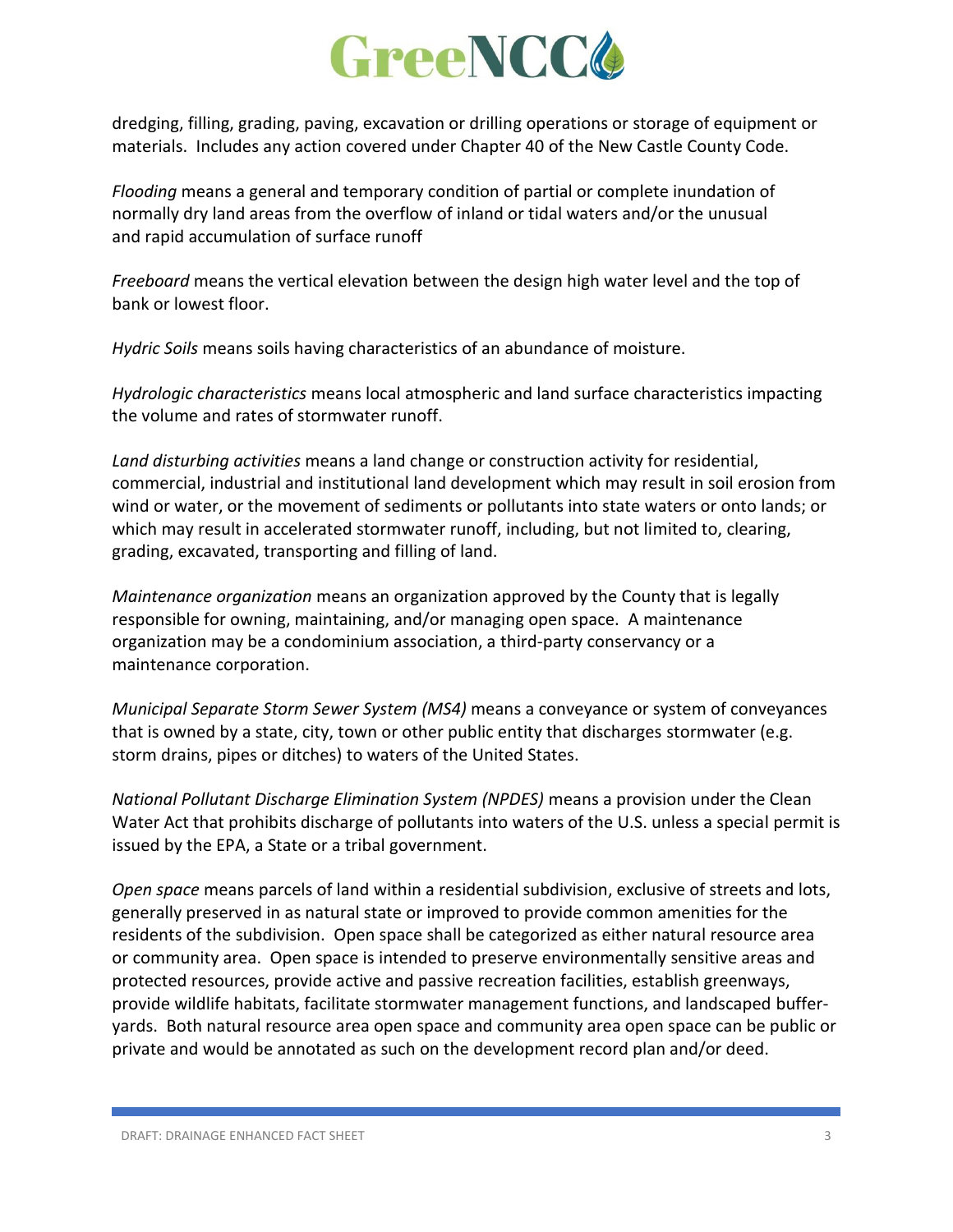dredging, filling, grading, paving, excavation or drilling operations or storage of equipment or materials. Includes any action covered under Chapter 40 of the New Castle County Code.

*Flooding* means a general and temporary condition of partial or complete inundation of normally dry land areas from the overflow of inland or tidal waters and/or the unusual and rapid accumulation of surface runoff

*Freeboard* means the vertical elevation between the design high water level and the top of bank or lowest floor.

*Hydric Soils* means soils having characteristics of an abundance of moisture.

*Hydrologic characteristics* means local atmospheric and land surface characteristics impacting the volume and rates of stormwater runoff.

*Land disturbing activities* means a land change or construction activity for residential, commercial, industrial and institutional land development which may result in soil erosion from wind or water, or the movement of sediments or pollutants into state waters or onto lands; or which may result in accelerated stormwater runoff, including, but not limited to, clearing, grading, excavated, transporting and filling of land.

*Maintenance organization* means an organization approved by the County that is legally responsible for owning, maintaining, and/or managing open space. A maintenance organization may be a condominium association, a third-party conservancy or a maintenance corporation.

*Municipal Separate Storm Sewer System (MS4)* means a conveyance or system of conveyances that is owned by a state, city, town or other public entity that discharges stormwater (e.g. storm drains, pipes or ditches) to waters of the United States.

*National Pollutant Discharge Elimination System (NPDES)* means a provision under the Clean Water Act that prohibits discharge of pollutants into waters of the U.S. unless a special permit is issued by the EPA, a State or a tribal government.

*Open space* means parcels of land within a residential subdivision, exclusive of streets and lots, generally preserved in as natural state or improved to provide common amenities for the residents of the subdivision. Open space shall be categorized as either natural resource area or community area. Open space is intended to preserve environmentally sensitive areas and protected resources, provide active and passive recreation facilities, establish greenways, provide wildlife habitats, facilitate stormwater management functions, and landscaped buffer-yards. Both natural resource area open space and community area open space can be public or private and would be annotated as such on the development record plan and/or deed.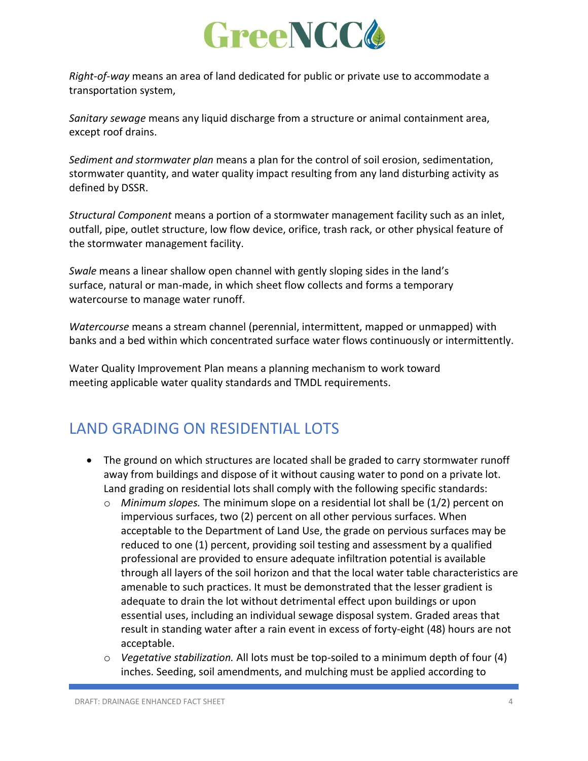*Right-of-way* means an area of land dedicated for public or private use to accommodate a transportation system,

*Sanitary sewage* means any liquid discharge from a structure or animal containment area, except roof drains.

*Sediment and stormwater plan* means a plan for the control of soil erosion, sedimentation, stormwater quantity, and water quality impact resulting from any land disturbing activity as defined by DSSR.

*Structural Component* means a portion of a stormwater management facility such as an inlet, outfall, pipe, outlet structure, low flow device, orifice, trash rack, or other physical feature of the stormwater management facility.

*Swale* means a linear shallow open channel with gently sloping sides in the land's surface, natural or man-made, in which sheet flow collects and forms a temporary watercourse to manage water runoff.

*Watercourse* means a stream channel (perennial, intermittent, mapped or unmapped) with banks and a bed within which concentrated surface water flows continuously or intermittently.

Water Quality Improvement Plan means a planning mechanism to work toward meeting applicable water quality standards and TMDL requirements.

## LAND GRADING ON RESIDENTIAL LOTS

- The ground on which structures are located shall be graded to carry stormwater runoff away from buildings and dispose of it without causing water to pond on a private lot. Land grading on residential lots shall comply with the following specific standards:
  - *Minimum slopes.* The minimum slope on a residential lot shall be (1/2) percent on impervious surfaces, two (2) percent on all other pervious surfaces. When acceptable to the Department of Land Use, the grade on pervious surfaces may be reduced to one (1) percent, providing soil testing and assessment by a qualified professional are provided to ensure adequate infiltration potential is available through all layers of the soil horizon and that the local water table characteristics are amenable to such practices. It must be demonstrated that the lesser gradient is adequate to drain the lot without detrimental effect upon buildings or upon essential uses, including an individual sewage disposal system. Graded areas that result in standing water after a rain event in excess of forty-eight (48) hours are not acceptable.
  - *Vegetative stabilization.* All lots must be top-soiled to a minimum depth of four (4) inches. Seeding, soil amendments, and mulching must be applied according to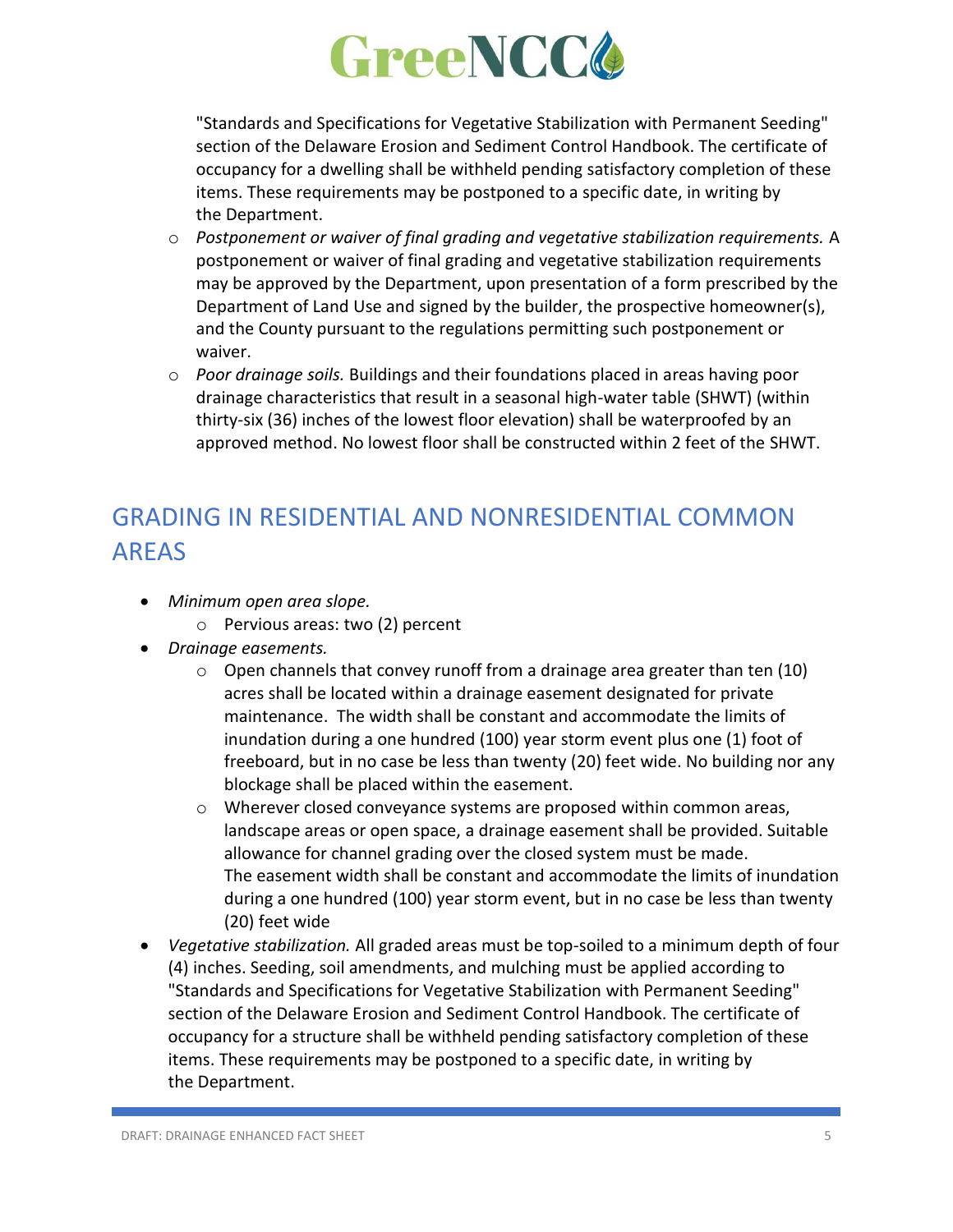"Standards and Specifications for Vegetative Stabilization with Permanent Seeding" section of the Delaware Erosion and Sediment Control Handbook. The certificate of occupancy for a dwelling shall be withheld pending satisfactory completion of these items. These requirements may be postponed to a specific date, in writing by the Department.

  - *Postponement or waiver of final grading and vegetative stabilization requirements.* A postponement or waiver of final grading and vegetative stabilization requirements may be approved by the Department, upon presentation of a form prescribed by the Department of Land Use and signed by the builder, the prospective homeowner(s), and the County pursuant to the regulations permitting such postponement or waiver.
  - *Poor drainage soils.* Buildings and their foundations placed in areas having poor drainage characteristics that result in a seasonal high-water table (SHWT) (within thirty-six (36) inches of the lowest floor elevation) shall be waterproofed by an approved method. No lowest floor shall be constructed within 2 feet of the SHWT.

## GRADING IN RESIDENTIAL AND NONRESIDENTIAL COMMON AREAS

- *Minimum open area slope.*
  - Pervious areas: two (2) percent
- *Drainage easements.*
  - Open channels that convey runoff from a drainage area greater than ten (10) acres shall be located within a drainage easement designated for private maintenance. The width shall be constant and accommodate the limits of inundation during a one hundred (100) year storm event plus one (1) foot of freeboard, but in no case be less than twenty (20) feet wide. No building nor any blockage shall be placed within the easement.
  - Wherever closed conveyance systems are proposed within common areas, landscape areas or open space, a drainage easement shall be provided. Suitable allowance for channel grading over the closed system must be made. The easement width shall be constant and accommodate the limits of inundation during a one hundred (100) year storm event, but in no case be less than twenty (20) feet wide
- *Vegetative stabilization.* All graded areas must be top-soiled to a minimum depth of four (4) inches. Seeding, soil amendments, and mulching must be applied according to "Standards and Specifications for Vegetative Stabilization with Permanent Seeding" section of the Delaware Erosion and Sediment Control Handbook. The certificate of occupancy for a structure shall be withheld pending satisfactory completion of these items. These requirements may be postponed to a specific date, in writing by the Department.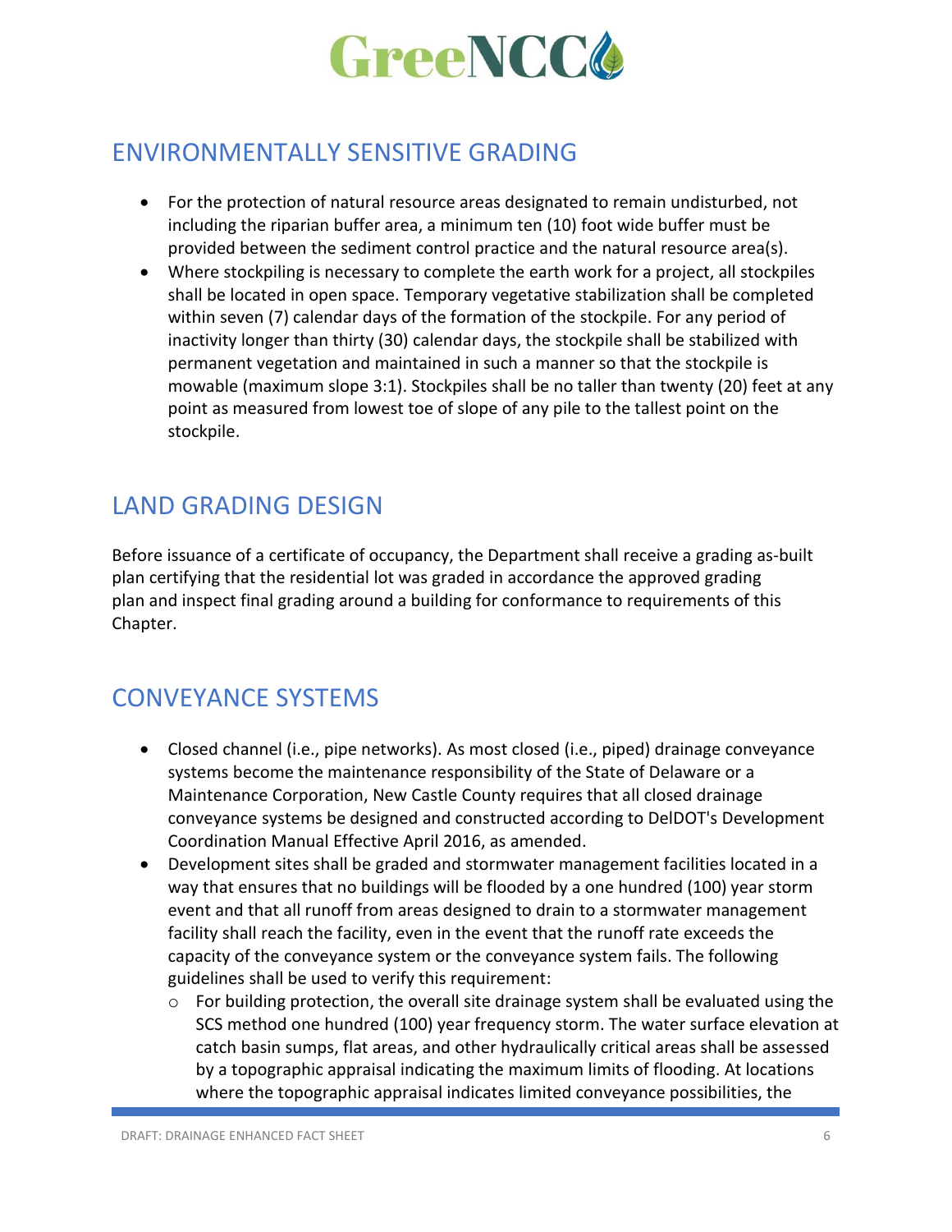## ENVIRONMENTALLY SENSITIVE GRADING

- For the protection of natural resource areas designated to remain undisturbed, not including the riparian buffer area, a minimum ten (10) foot wide buffer must be provided between the sediment control practice and the natural resource area(s).
- Where stockpiling is necessary to complete the earth work for a project, all stockpiles shall be located in open space. Temporary vegetative stabilization shall be completed within seven (7) calendar days of the formation of the stockpile. For any period of inactivity longer than thirty (30) calendar days, the stockpile shall be stabilized with permanent vegetation and maintained in such a manner so that the stockpile is mowable (maximum slope 3:1). Stockpiles shall be no taller than twenty (20) feet at any point as measured from lowest toe of slope of any pile to the tallest point on the stockpile.

## LAND GRADING DESIGN

Before issuance of a certificate of occupancy, the Department shall receive a grading as-built plan certifying that the residential lot was graded in accordance the approved grading plan and inspect final grading around a building for conformance to requirements of this Chapter.

## CONVEYANCE SYSTEMS

- Closed channel (i.e., pipe networks). As most closed (i.e., piped) drainage conveyance systems become the maintenance responsibility of the State of Delaware or a Maintenance Corporation, New Castle County requires that all closed drainage conveyance systems be designed and constructed according to DelDOT's Development Coordination Manual Effective April 2016, as amended.
- Development sites shall be graded and stormwater management facilities located in a way that ensures that no buildings will be flooded by a one hundred (100) year storm event and that all runoff from areas designed to drain to a stormwater management facility shall reach the facility, even in the event that the runoff rate exceeds the capacity of the conveyance system or the conveyance system fails. The following guidelines shall be used to verify this requirement:
  - For building protection, the overall site drainage system shall be evaluated using the SCS method one hundred (100) year frequency storm. The water surface elevation at catch basin sumps, flat areas, and other hydraulically critical areas shall be assessed by a topographic appraisal indicating the maximum limits of flooding. At locations where the topographic appraisal indicates limited conveyance possibilities, the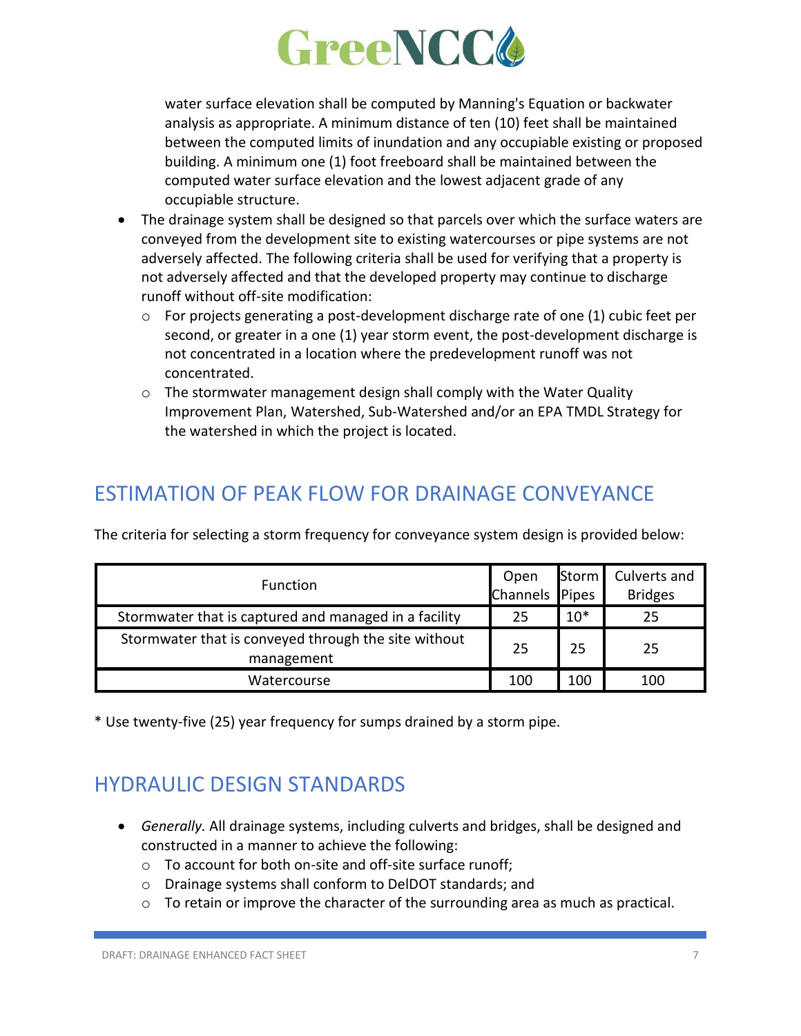water surface elevation shall be computed by Manning's Equation or backwater analysis as appropriate. A minimum distance of ten (10) feet shall be maintained between the computed limits of inundation and any occupiable existing or proposed building. A minimum one (1) foot freeboard shall be maintained between the computed water surface elevation and the lowest adjacent grade of any occupiable structure.

- The drainage system shall be designed so that parcels over which the surface waters are conveyed from the development site to existing watercourses or pipe systems are not adversely affected. The following criteria shall be used for verifying that a property is not adversely affected and that the developed property may continue to discharge runoff without off-site modification:
  - For projects generating a post-development discharge rate of one (1) cubic feet per second, or greater in a one (1) year storm event, the post-development discharge is not concentrated in a location where the predevelopment runoff was not concentrated.
  - The stormwater management design shall comply with the Water Quality Improvement Plan, Watershed, Sub-Watershed and/or an EPA TMDL Strategy for the watershed in which the project is located.

## ESTIMATION OF PEAK FLOW FOR DRAINAGE CONVEYANCE

The criteria for selecting a storm frequency for conveyance system design is provided below:

| Function | Open Channels | Storm Pipes | Culverts and Bridges |
|---|---|---|---|
| Stormwater that is captured and managed in a facility | 25 | 10* | 25 |
| Stormwater that is conveyed through the site without management | 25 | 25 | 25 |
| Watercourse | 100 | 100 | 100 |

* Use twenty-five (25) year frequency for sumps drained by a storm pipe.

## HYDRAULIC DESIGN STANDARDS

- *Generally.* All drainage systems, including culverts and bridges, shall be designed and constructed in a manner to achieve the following:
  - To account for both on-site and off-site surface runoff;
  - Drainage systems shall conform to DelDOT standards; and
  - To retain or improve the character of the surrounding area as much as practical.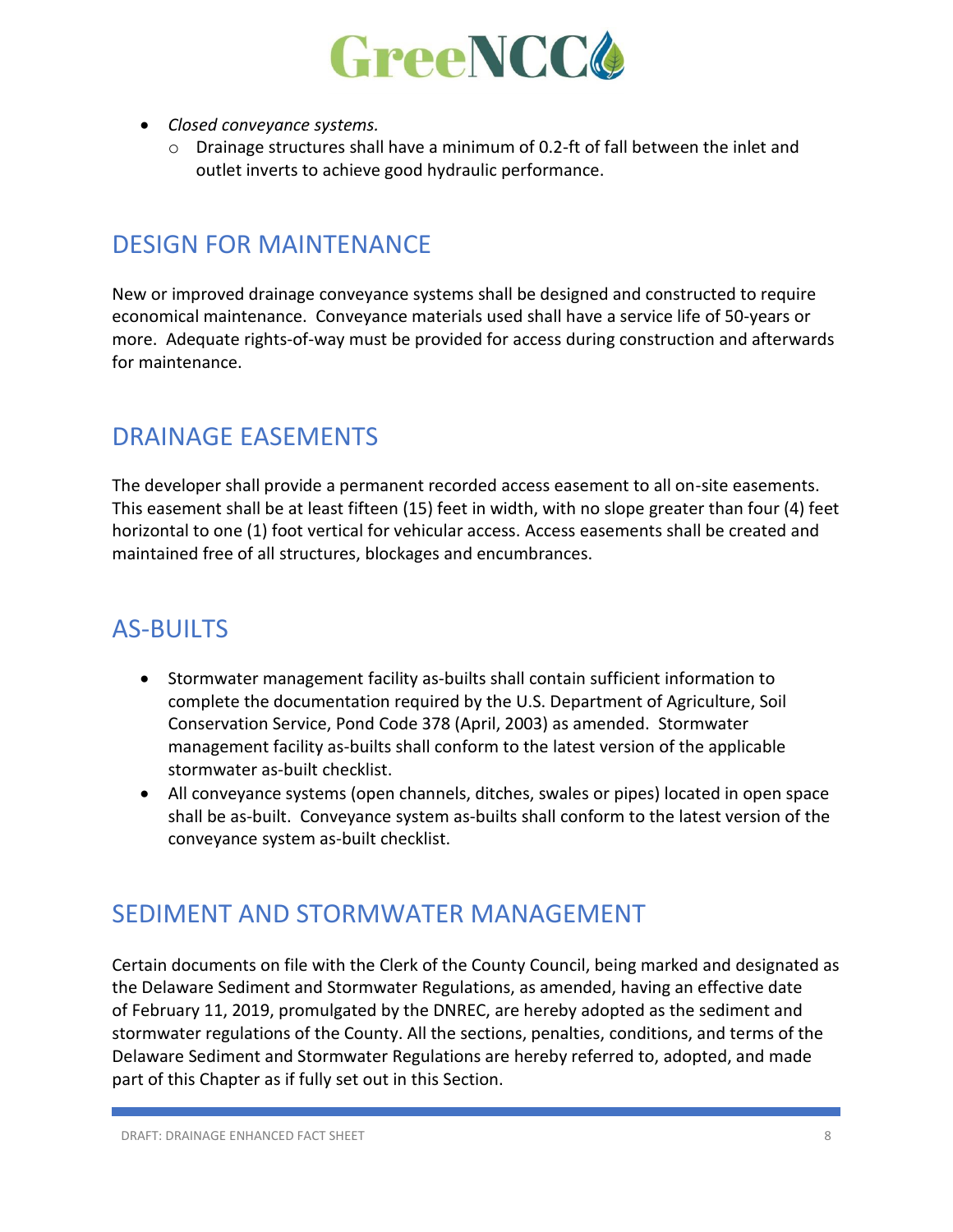- *Closed conveyance systems.*
    - Drainage structures shall have a minimum of 0.2-ft of fall between the inlet and outlet inverts to achieve good hydraulic performance.

## DESIGN FOR MAINTENANCE

New or improved drainage conveyance systems shall be designed and constructed to require economical maintenance. Conveyance materials used shall have a service life of 50-years or more. Adequate rights-of-way must be provided for access during construction and afterwards for maintenance.

## DRAINAGE EASEMENTS

The developer shall provide a permanent recorded access easement to all on-site easements. This easement shall be at least fifteen (15) feet in width, with no slope greater than four (4) feet horizontal to one (1) foot vertical for vehicular access. Access easements shall be created and maintained free of all structures, blockages and encumbrances.

## AS-BUILTS

- Stormwater management facility as-builts shall contain sufficient information to complete the documentation required by the U.S. Department of Agriculture, Soil Conservation Service, Pond Code 378 (April, 2003) as amended. Stormwater management facility as-builts shall conform to the latest version of the applicable stormwater as-built checklist.
- All conveyance systems (open channels, ditches, swales or pipes) located in open space shall be as-built. Conveyance system as-builts shall conform to the latest version of the conveyance system as-built checklist.

## SEDIMENT AND STORMWATER MANAGEMENT

Certain documents on file with the Clerk of the County Council, being marked and designated as the Delaware Sediment and Stormwater Regulations, as amended, having an effective date of February 11, 2019, promulgated by the DNREC, are hereby adopted as the sediment and stormwater regulations of the County. All the sections, penalties, conditions, and terms of the Delaware Sediment and Stormwater Regulations are hereby referred to, adopted, and made part of this Chapter as if fully set out in this Section.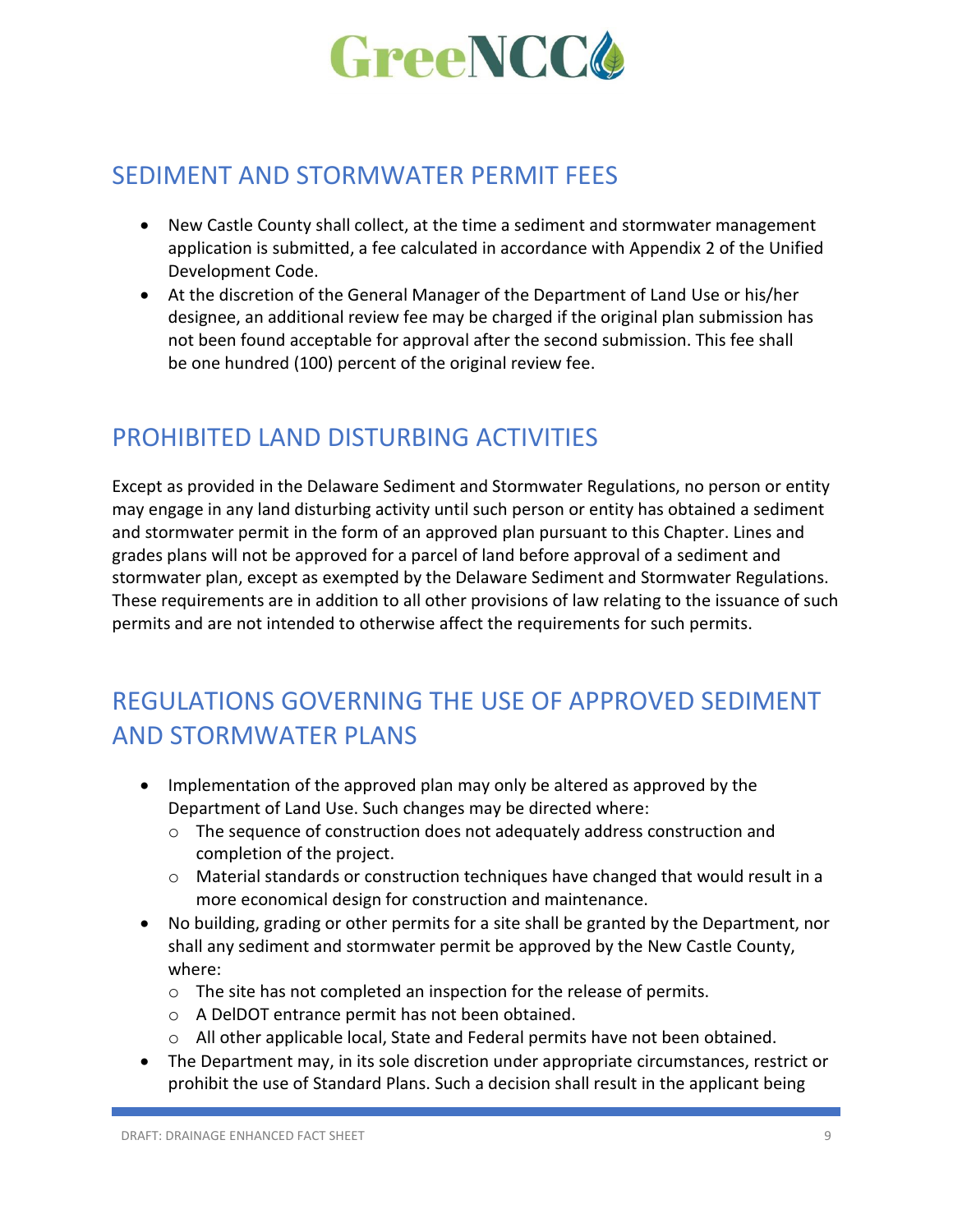## SEDIMENT AND STORMWATER PERMIT FEES

- New Castle County shall collect, at the time a sediment and stormwater management application is submitted, a fee calculated in accordance with Appendix 2 of the Unified Development Code.
- At the discretion of the General Manager of the Department of Land Use or his/her designee, an additional review fee may be charged if the original plan submission has not been found acceptable for approval after the second submission. This fee shall be one hundred (100) percent of the original review fee.

## PROHIBITED LAND DISTURBING ACTIVITIES

Except as provided in the Delaware Sediment and Stormwater Regulations, no person or entity may engage in any land disturbing activity until such person or entity has obtained a sediment and stormwater permit in the form of an approved plan pursuant to this Chapter. Lines and grades plans will not be approved for a parcel of land before approval of a sediment and stormwater plan, except as exempted by the Delaware Sediment and Stormwater Regulations. These requirements are in addition to all other provisions of law relating to the issuance of such permits and are not intended to otherwise affect the requirements for such permits.

## REGULATIONS GOVERNING THE USE OF APPROVED SEDIMENT AND STORMWATER PLANS

- Implementation of the approved plan may only be altered as approved by the Department of Land Use. Such changes may be directed where:
  - The sequence of construction does not adequately address construction and completion of the project.
  - Material standards or construction techniques have changed that would result in a more economical design for construction and maintenance.
- No building, grading or other permits for a site shall be granted by the Department, nor shall any sediment and stormwater permit be approved by the New Castle County, where:
  - The site has not completed an inspection for the release of permits.
  - A DelDOT entrance permit has not been obtained.
  - All other applicable local, State and Federal permits have not been obtained.
- The Department may, in its sole discretion under appropriate circumstances, restrict or prohibit the use of Standard Plans. Such a decision shall result in the applicant being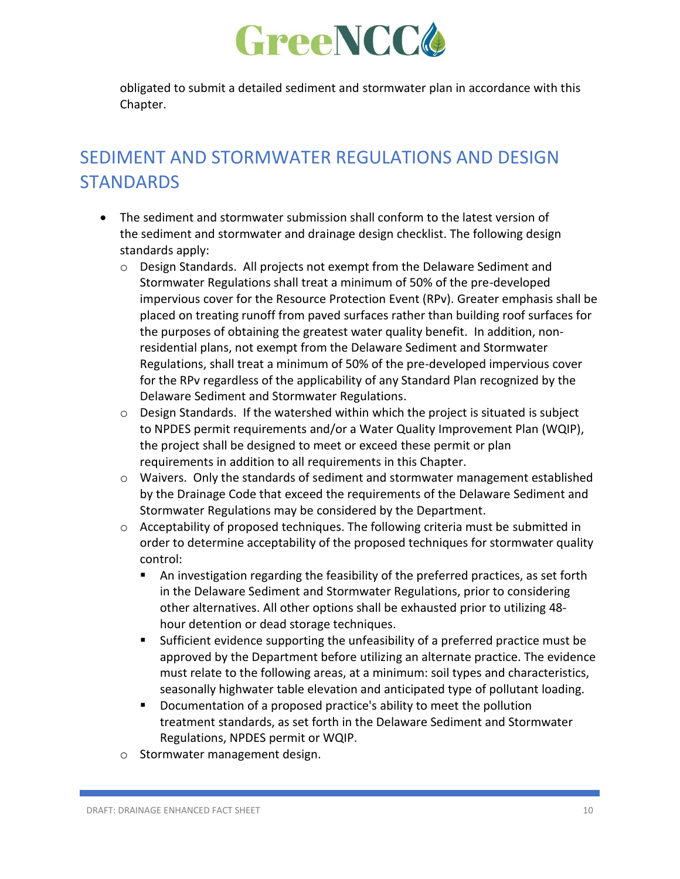obligated to submit a detailed sediment and stormwater plan in accordance with this Chapter.

## SEDIMENT AND STORMWATER REGULATIONS AND DESIGN STANDARDS

- The sediment and stormwater submission shall conform to the latest version of the sediment and stormwater and drainage design checklist. The following design standards apply:
  - Design Standards. All projects not exempt from the Delaware Sediment and Stormwater Regulations shall treat a minimum of 50% of the pre-developed impervious cover for the Resource Protection Event (RPv). Greater emphasis shall be placed on treating runoff from paved surfaces rather than building roof surfaces for the purposes of obtaining the greatest water quality benefit. In addition, non-residential plans, not exempt from the Delaware Sediment and Stormwater Regulations, shall treat a minimum of 50% of the pre-developed impervious cover for the RPv regardless of the applicability of any Standard Plan recognized by the Delaware Sediment and Stormwater Regulations.
  - Design Standards. If the watershed within which the project is situated is subject to NPDES permit requirements and/or a Water Quality Improvement Plan (WQIP), the project shall be designed to meet or exceed these permit or plan requirements in addition to all requirements in this Chapter.
  - Waivers. Only the standards of sediment and stormwater management established by the Drainage Code that exceed the requirements of the Delaware Sediment and Stormwater Regulations may be considered by the Department.
  - Acceptability of proposed techniques. The following criteria must be submitted in order to determine acceptability of the proposed techniques for stormwater quality control:
    - An investigation regarding the feasibility of the preferred practices, as set forth in the Delaware Sediment and Stormwater Regulations, prior to considering other alternatives. All other options shall be exhausted prior to utilizing 48-hour detention or dead storage techniques.
    - Sufficient evidence supporting the unfeasibility of a preferred practice must be approved by the Department before utilizing an alternate practice. The evidence must relate to the following areas, at a minimum: soil types and characteristics, seasonally highwater table elevation and anticipated type of pollutant loading.
    - Documentation of a proposed practice's ability to meet the pollution treatment standards, as set forth in the Delaware Sediment and Stormwater Regulations, NPDES permit or WQIP.
  - Stormwater management design.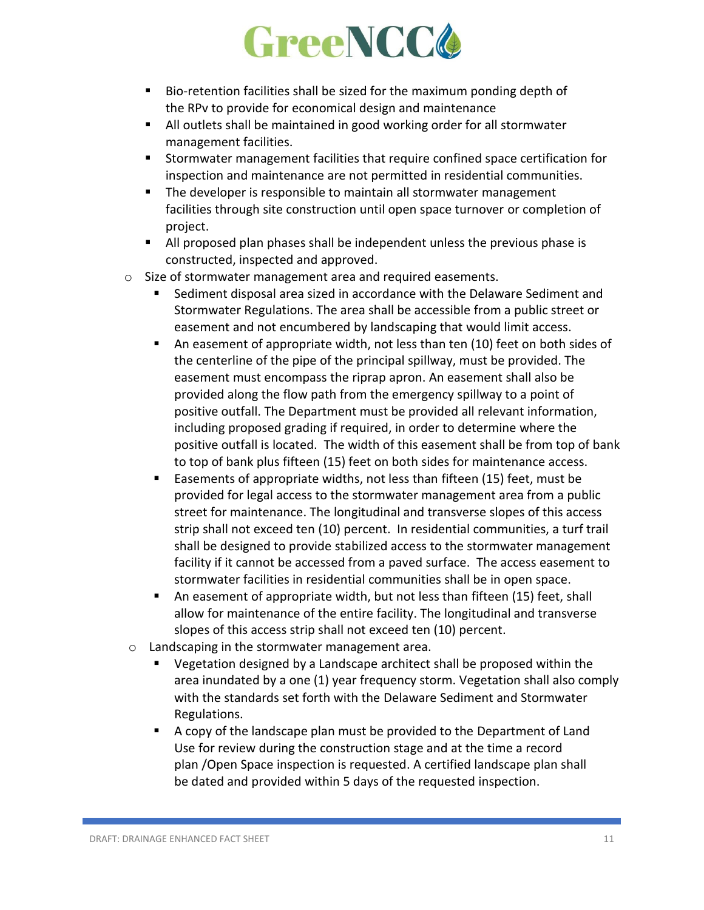- Bio-retention facilities shall be sized for the maximum ponding depth of the RPv to provide for economical design and maintenance
    - All outlets shall be maintained in good working order for all stormwater management facilities.
    - Stormwater management facilities that require confined space certification for inspection and maintenance are not permitted in residential communities.
    - The developer is responsible to maintain all stormwater management facilities through site construction until open space turnover or completion of project.
    - All proposed plan phases shall be independent unless the previous phase is constructed, inspected and approved.
- Size of stormwater management area and required easements.
    - Sediment disposal area sized in accordance with the Delaware Sediment and Stormwater Regulations. The area shall be accessible from a public street or easement and not encumbered by landscaping that would limit access.
    - An easement of appropriate width, not less than ten (10) feet on both sides of the centerline of the pipe of the principal spillway, must be provided. The easement must encompass the riprap apron. An easement shall also be provided along the flow path from the emergency spillway to a point of positive outfall. The Department must be provided all relevant information, including proposed grading if required, in order to determine where the positive outfall is located. The width of this easement shall be from top of bank to top of bank plus fifteen (15) feet on both sides for maintenance access.
    - Easements of appropriate widths, not less than fifteen (15) feet, must be provided for legal access to the stormwater management area from a public street for maintenance. The longitudinal and transverse slopes of this access strip shall not exceed ten (10) percent. In residential communities, a turf trail shall be designed to provide stabilized access to the stormwater management facility if it cannot be accessed from a paved surface. The access easement to stormwater facilities in residential communities shall be in open space.
    - An easement of appropriate width, but not less than fifteen (15) feet, shall allow for maintenance of the entire facility. The longitudinal and transverse slopes of this access strip shall not exceed ten (10) percent.
- Landscaping in the stormwater management area.
    - Vegetation designed by a Landscape architect shall be proposed within the area inundated by a one (1) year frequency storm. Vegetation shall also comply with the standards set forth with the Delaware Sediment and Stormwater Regulations.
    - A copy of the landscape plan must be provided to the Department of Land Use for review during the construction stage and at the time a record plan /Open Space inspection is requested. A certified landscape plan shall be dated and provided within 5 days of the requested inspection.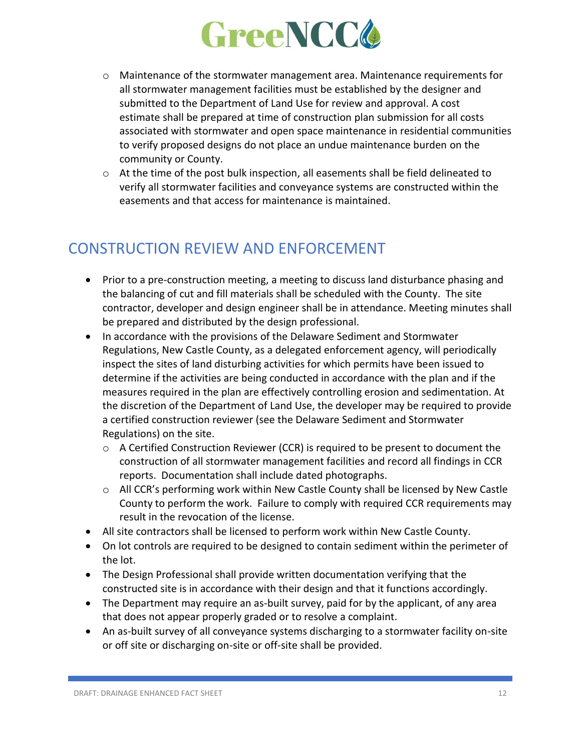- Maintenance of the stormwater management area. Maintenance requirements for all stormwater management facilities must be established by the designer and submitted to the Department of Land Use for review and approval. A cost estimate shall be prepared at time of construction plan submission for all costs associated with stormwater and open space maintenance in residential communities to verify proposed designs do not place an undue maintenance burden on the community or County.
- At the time of the post bulk inspection, all easements shall be field delineated to verify all stormwater facilities and conveyance systems are constructed within the easements and that access for maintenance is maintained.

## CONSTRUCTION REVIEW AND ENFORCEMENT

- Prior to a pre-construction meeting, a meeting to discuss land disturbance phasing and the balancing of cut and fill materials shall be scheduled with the County. The site contractor, developer and design engineer shall be in attendance. Meeting minutes shall be prepared and distributed by the design professional.
- In accordance with the provisions of the Delaware Sediment and Stormwater Regulations, New Castle County, as a delegated enforcement agency, will periodically inspect the sites of land disturbing activities for which permits have been issued to determine if the activities are being conducted in accordance with the plan and if the measures required in the plan are effectively controlling erosion and sedimentation. At the discretion of the Department of Land Use, the developer may be required to provide a certified construction reviewer (see the Delaware Sediment and Stormwater Regulations) on the site.
  - A Certified Construction Reviewer (CCR) is required to be present to document the construction of all stormwater management facilities and record all findings in CCR reports. Documentation shall include dated photographs.
  - All CCR's performing work within New Castle County shall be licensed by New Castle County to perform the work. Failure to comply with required CCR requirements may result in the revocation of the license.
- All site contractors shall be licensed to perform work within New Castle County.
- On lot controls are required to be designed to contain sediment within the perimeter of the lot.
- The Design Professional shall provide written documentation verifying that the constructed site is in accordance with their design and that it functions accordingly.
- The Department may require an as-built survey, paid for by the applicant, of any area that does not appear properly graded or to resolve a complaint.
- An as-built survey of all conveyance systems discharging to a stormwater facility on-site or off site or discharging on-site or off-site shall be provided.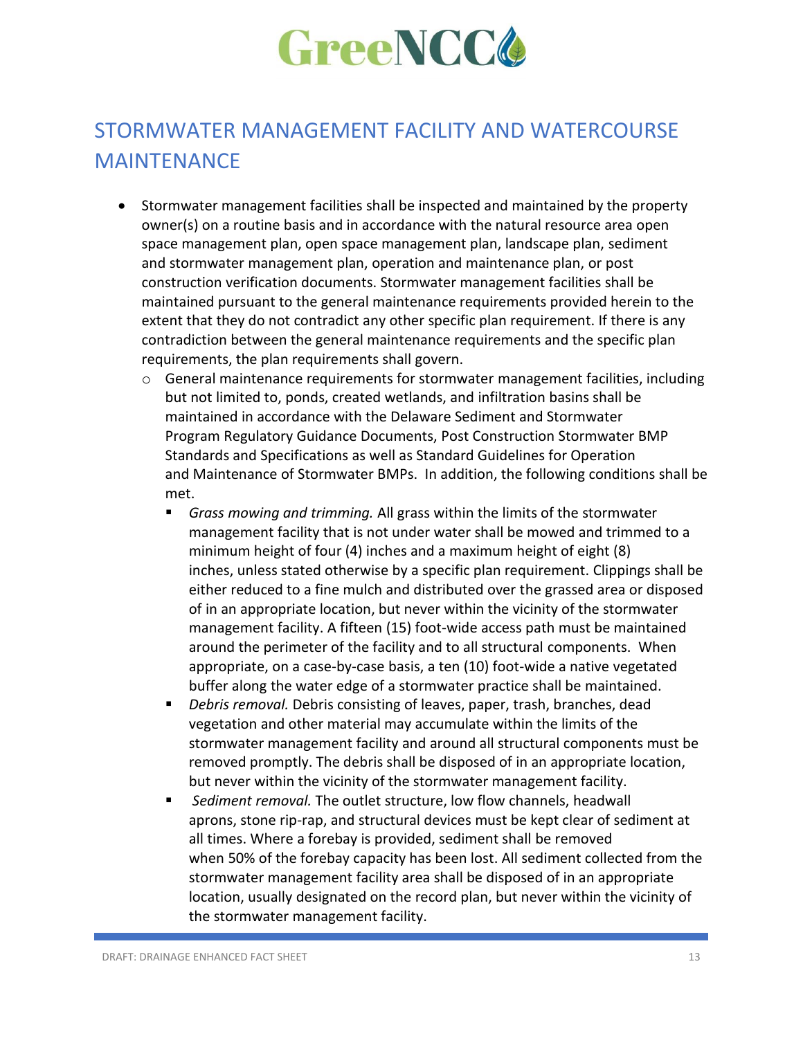# STORMWATER MANAGEMENT FACILITY AND WATERCOURSE MAINTENANCE

- Stormwater management facilities shall be inspected and maintained by the property owner(s) on a routine basis and in accordance with the natural resource area open space management plan, open space management plan, landscape plan, sediment and stormwater management plan, operation and maintenance plan, or post construction verification documents. Stormwater management facilities shall be maintained pursuant to the general maintenance requirements provided herein to the extent that they do not contradict any other specific plan requirement. If there is any contradiction between the general maintenance requirements and the specific plan requirements, the plan requirements shall govern.
  - General maintenance requirements for stormwater management facilities, including but not limited to, ponds, created wetlands, and infiltration basins shall be maintained in accordance with the Delaware Sediment and Stormwater Program Regulatory Guidance Documents, Post Construction Stormwater BMP Standards and Specifications as well as Standard Guidelines for Operation and Maintenance of Stormwater BMPs. In addition, the following conditions shall be met.
    - *Grass mowing and trimming.* All grass within the limits of the stormwater management facility that is not under water shall be mowed and trimmed to a minimum height of four (4) inches and a maximum height of eight (8) inches, unless stated otherwise by a specific plan requirement. Clippings shall be either reduced to a fine mulch and distributed over the grassed area or disposed of in an appropriate location, but never within the vicinity of the stormwater management facility. A fifteen (15) foot-wide access path must be maintained around the perimeter of the facility and to all structural components. When appropriate, on a case-by-case basis, a ten (10) foot-wide a native vegetated buffer along the water edge of a stormwater practice shall be maintained.
    - *Debris removal.* Debris consisting of leaves, paper, trash, branches, dead vegetation and other material may accumulate within the limits of the stormwater management facility and around all structural components must be removed promptly. The debris shall be disposed of in an appropriate location, but never within the vicinity of the stormwater management facility.
    - *Sediment removal.* The outlet structure, low flow channels, headwall aprons, stone rip-rap, and structural devices must be kept clear of sediment at all times. Where a forebay is provided, sediment shall be removed when 50% of the forebay capacity has been lost. All sediment collected from the stormwater management facility area shall be disposed of in an appropriate location, usually designated on the record plan, but never within the vicinity of the stormwater management facility.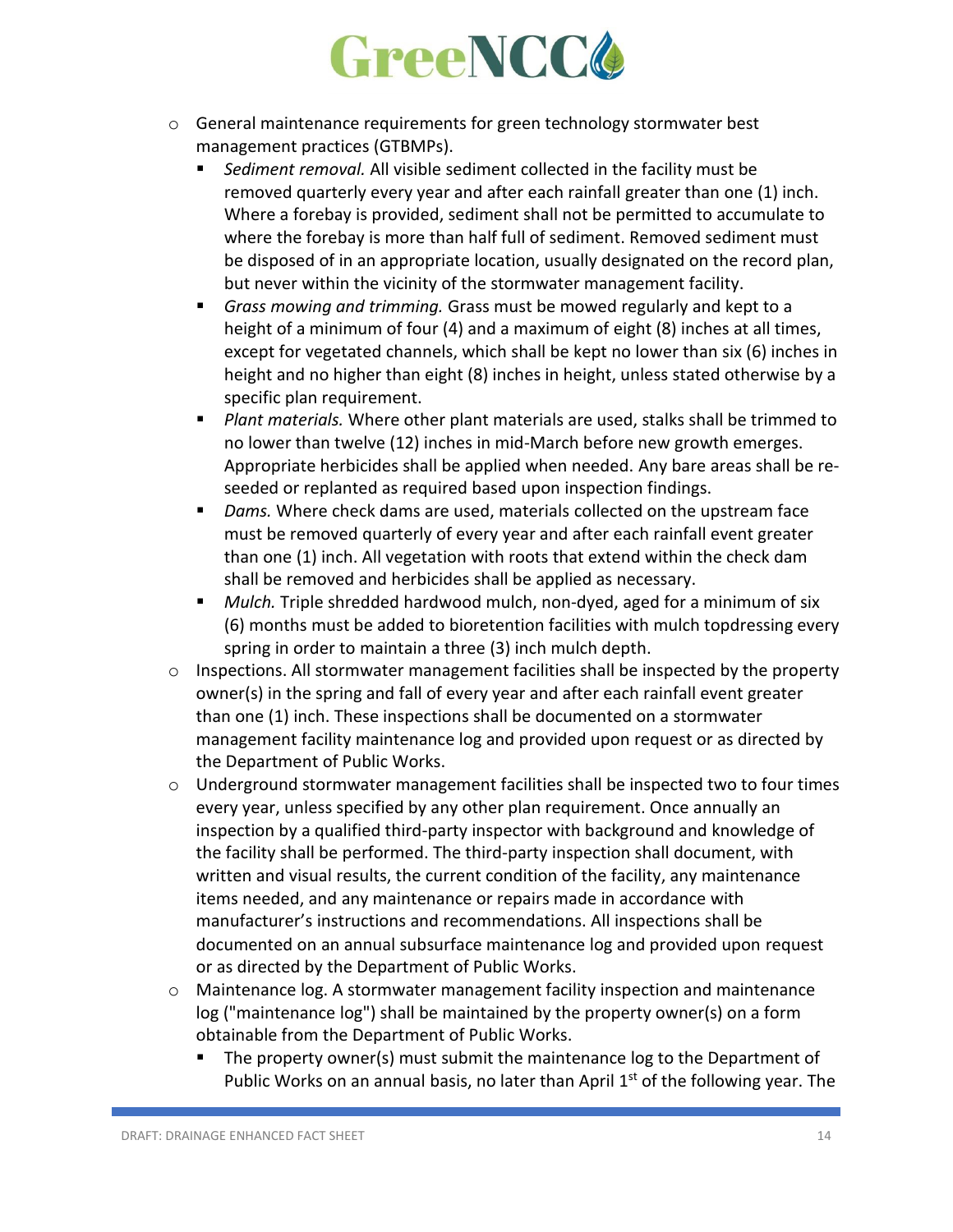- General maintenance requirements for green technology stormwater best management practices (GTBMPs).
  - *Sediment removal.* All visible sediment collected in the facility must be removed quarterly every year and after each rainfall greater than one (1) inch. Where a forebay is provided, sediment shall not be permitted to accumulate to where the forebay is more than half full of sediment. Removed sediment must be disposed of in an appropriate location, usually designated on the record plan, but never within the vicinity of the stormwater management facility.
  - *Grass mowing and trimming.* Grass must be mowed regularly and kept to a height of a minimum of four (4) and a maximum of eight (8) inches at all times, except for vegetated channels, which shall be kept no lower than six (6) inches in height and no higher than eight (8) inches in height, unless stated otherwise by a specific plan requirement.
  - *Plant materials.* Where other plant materials are used, stalks shall be trimmed to no lower than twelve (12) inches in mid-March before new growth emerges. Appropriate herbicides shall be applied when needed. Any bare areas shall be re-seeded or replanted as required based upon inspection findings.
  - *Dams.* Where check dams are used, materials collected on the upstream face must be removed quarterly of every year and after each rainfall event greater than one (1) inch. All vegetation with roots that extend within the check dam shall be removed and herbicides shall be applied as necessary.
  - *Mulch.* Triple shredded hardwood mulch, non-dyed, aged for a minimum of six (6) months must be added to bioretention facilities with mulch topdressing every spring in order to maintain a three (3) inch mulch depth.
- Inspections. All stormwater management facilities shall be inspected by the property owner(s) in the spring and fall of every year and after each rainfall event greater than one (1) inch. These inspections shall be documented on a stormwater management facility maintenance log and provided upon request or as directed by the Department of Public Works.
- Underground stormwater management facilities shall be inspected two to four times every year, unless specified by any other plan requirement. Once annually an inspection by a qualified third-party inspector with background and knowledge of the facility shall be performed. The third-party inspection shall document, with written and visual results, the current condition of the facility, any maintenance items needed, and any maintenance or repairs made in accordance with manufacturer's instructions and recommendations. All inspections shall be documented on an annual subsurface maintenance log and provided upon request or as directed by the Department of Public Works.
- Maintenance log. A stormwater management facility inspection and maintenance log ("maintenance log") shall be maintained by the property owner(s) on a form obtainable from the Department of Public Works.
  - The property owner(s) must submit the maintenance log to the Department of Public Works on an annual basis, no later than April 1st of the following year. The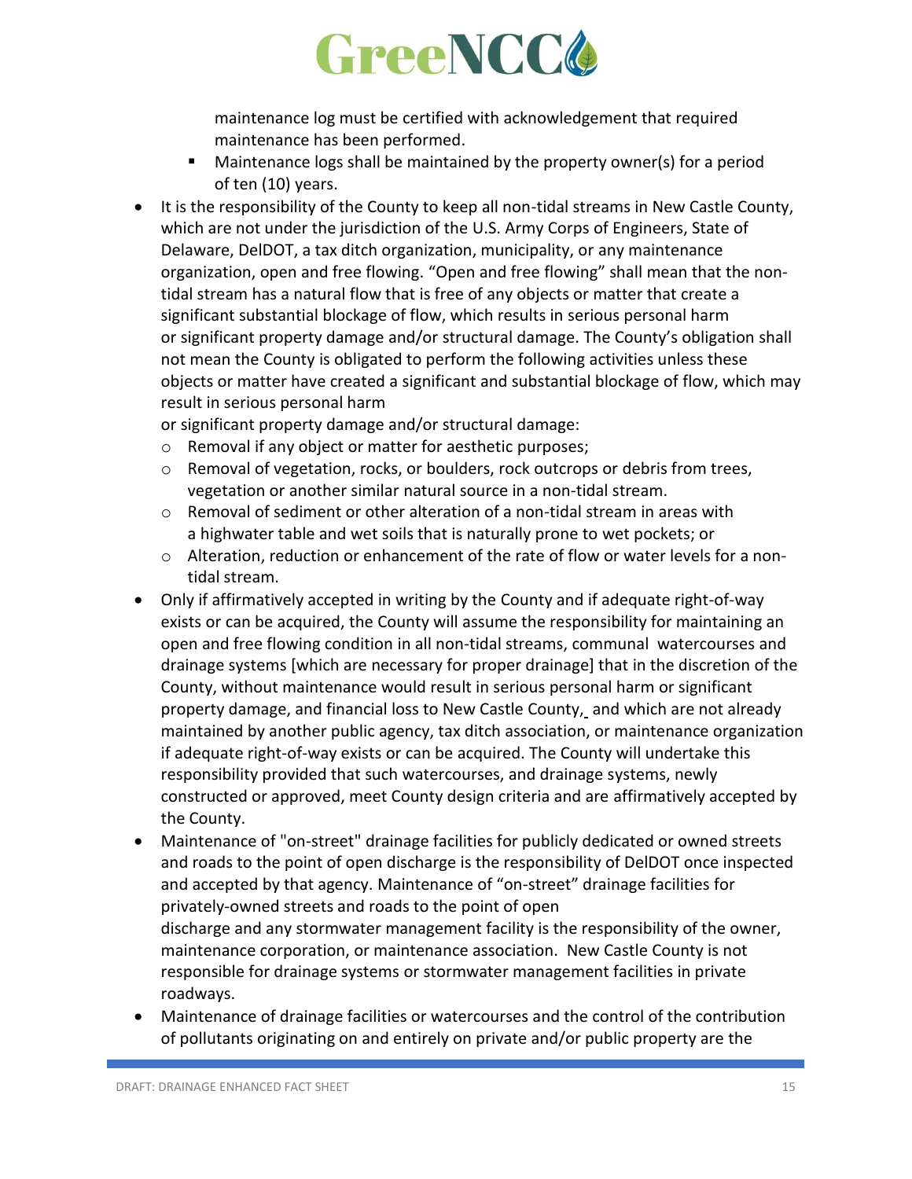maintenance log must be certified with acknowledgement that required maintenance has been performed.

    - Maintenance logs shall be maintained by the property owner(s) for a period of ten (10) years.

- It is the responsibility of the County to keep all non-tidal streams in New Castle County, which are not under the jurisdiction of the U.S. Army Corps of Engineers, State of Delaware, DelDOT, a tax ditch organization, municipality, or any maintenance organization, open and free flowing. "Open and free flowing" shall mean that the non-tidal stream has a natural flow that is free of any objects or matter that create a significant substantial blockage of flow, which results in serious personal harm or significant property damage and/or structural damage. The County's obligation shall not mean the County is obligated to perform the following activities unless these objects or matter have created a significant and substantial blockage of flow, which may result in serious personal harm or significant property damage and/or structural damage:
    - Removal if any object or matter for aesthetic purposes;
    - Removal of vegetation, rocks, or boulders, rock outcrops or debris from trees, vegetation or another similar natural source in a non-tidal stream.
    - Removal of sediment or other alteration of a non-tidal stream in areas with a highwater table and wet soils that is naturally prone to wet pockets; or
    - Alteration, reduction or enhancement of the rate of flow or water levels for a non-tidal stream.
- Only if affirmatively accepted in writing by the County and if adequate right-of-way exists or can be acquired, the County will assume the responsibility for maintaining an open and free flowing condition in all non-tidal streams, communal watercourses and drainage systems [which are necessary for proper drainage] that in the discretion of the County, without maintenance would result in serious personal harm or significant property damage, and financial loss to New Castle County, and which are not already maintained by another public agency, tax ditch association, or maintenance organization if adequate right-of-way exists or can be acquired. The County will undertake this responsibility provided that such watercourses, and drainage systems, newly constructed or approved, meet County design criteria and are affirmatively accepted by the County.
- Maintenance of "on-street" drainage facilities for publicly dedicated or owned streets and roads to the point of open discharge is the responsibility of DelDOT once inspected and accepted by that agency. Maintenance of "on-street" drainage facilities for privately-owned streets and roads to the point of open discharge and any stormwater management facility is the responsibility of the owner, maintenance corporation, or maintenance association. New Castle County is not responsible for drainage systems or stormwater management facilities in private roadways.
- Maintenance of drainage facilities or watercourses and the control of the contribution of pollutants originating on and entirely on private and/or public property are the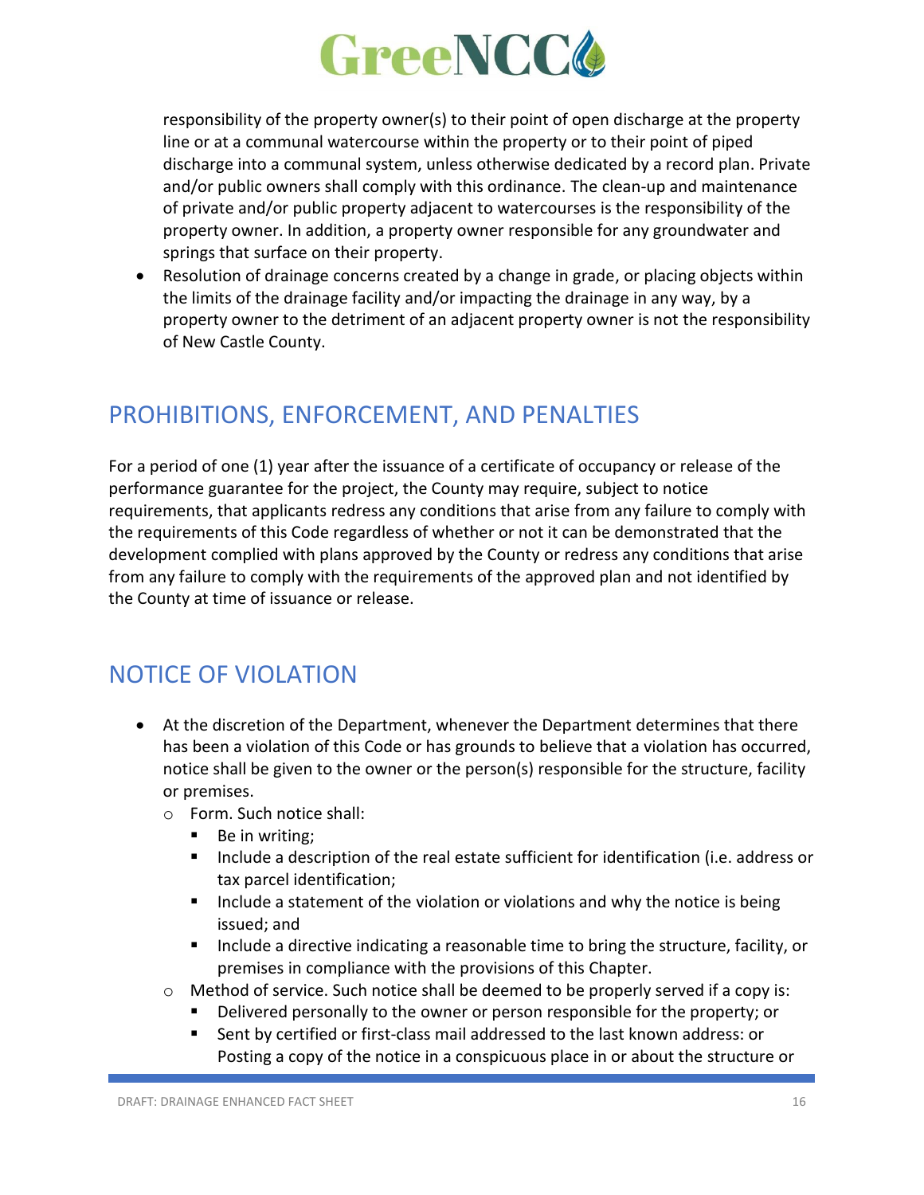responsibility of the property owner(s) to their point of open discharge at the property line or at a communal watercourse within the property or to their point of piped discharge into a communal system, unless otherwise dedicated by a record plan. Private and/or public owners shall comply with this ordinance. The clean-up and maintenance of private and/or public property adjacent to watercourses is the responsibility of the property owner. In addition, a property owner responsible for any groundwater and springs that surface on their property.

- Resolution of drainage concerns created by a change in grade, or placing objects within the limits of the drainage facility and/or impacting the drainage in any way, by a property owner to the detriment of an adjacent property owner is not the responsibility of New Castle County.

## PROHIBITIONS, ENFORCEMENT, AND PENALTIES

For a period of one (1) year after the issuance of a certificate of occupancy or release of the performance guarantee for the project, the County may require, subject to notice requirements, that applicants redress any conditions that arise from any failure to comply with the requirements of this Code regardless of whether or not it can be demonstrated that the development complied with plans approved by the County or redress any conditions that arise from any failure to comply with the requirements of the approved plan and not identified by the County at time of issuance or release.

## NOTICE OF VIOLATION

- At the discretion of the Department, whenever the Department determines that there has been a violation of this Code or has grounds to believe that a violation has occurred, notice shall be given to the owner or the person(s) responsible for the structure, facility or premises.
  - Form. Such notice shall:
    - Be in writing;
    - Include a description of the real estate sufficient for identification (i.e. address or tax parcel identification;
    - Include a statement of the violation or violations and why the notice is being issued; and
    - Include a directive indicating a reasonable time to bring the structure, facility, or premises in compliance with the provisions of this Chapter.
  - Method of service. Such notice shall be deemed to be properly served if a copy is:
    - Delivered personally to the owner or person responsible for the property; or
    - Sent by certified or first-class mail addressed to the last known address: or Posting a copy of the notice in a conspicuous place in or about the structure or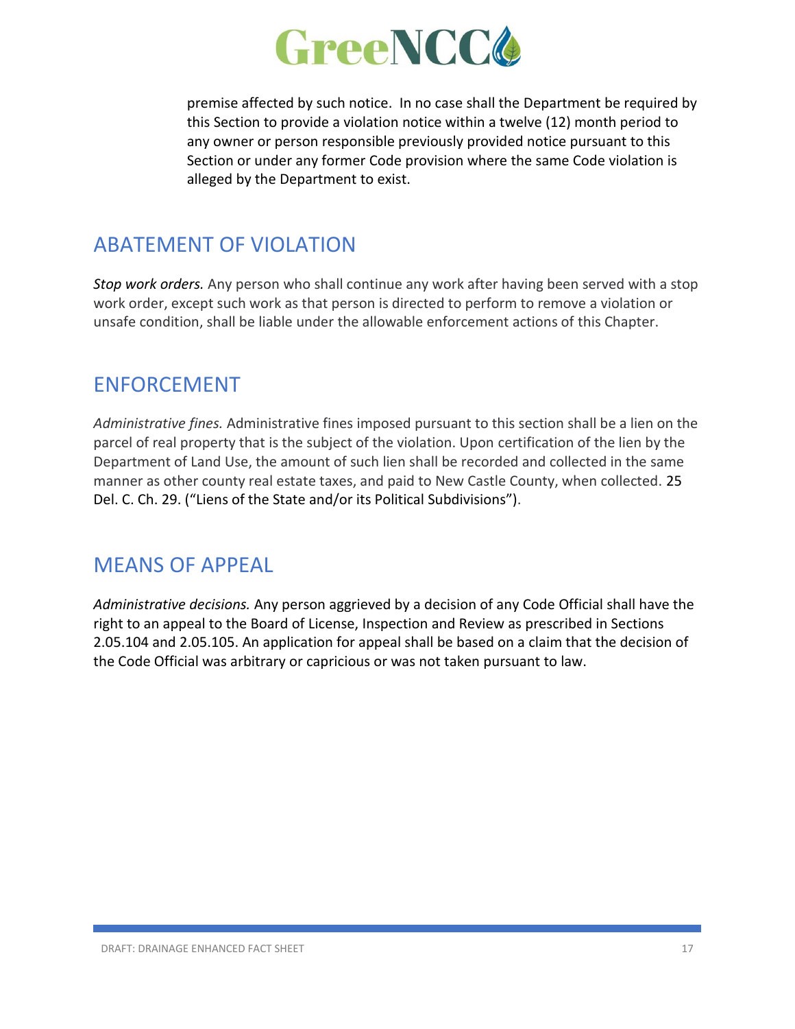premise affected by such notice. In no case shall the Department be required by this Section to provide a violation notice within a twelve (12) month period to any owner or person responsible previously provided notice pursuant to this Section or under any former Code provision where the same Code violation is alleged by the Department to exist.

## ABATEMENT OF VIOLATION

*Stop work orders.* Any person who shall continue any work after having been served with a stop work order, except such work as that person is directed to perform to remove a violation or unsafe condition, shall be liable under the allowable enforcement actions of this Chapter.

## ENFORCEMENT

*Administrative fines.* Administrative fines imposed pursuant to this section shall be a lien on the parcel of real property that is the subject of the violation. Upon certification of the lien by the Department of Land Use, the amount of such lien shall be recorded and collected in the same manner as other county real estate taxes, and paid to New Castle County, when collected. 25 Del. C. Ch. 29. ("Liens of the State and/or its Political Subdivisions").

## MEANS OF APPEAL

*Administrative decisions.* Any person aggrieved by a decision of any Code Official shall have the right to an appeal to the Board of License, Inspection and Review as prescribed in Sections 2.05.104 and 2.05.105. An application for appeal shall be based on a claim that the decision of the Code Official was arbitrary or capricious or was not taken pursuant to law.